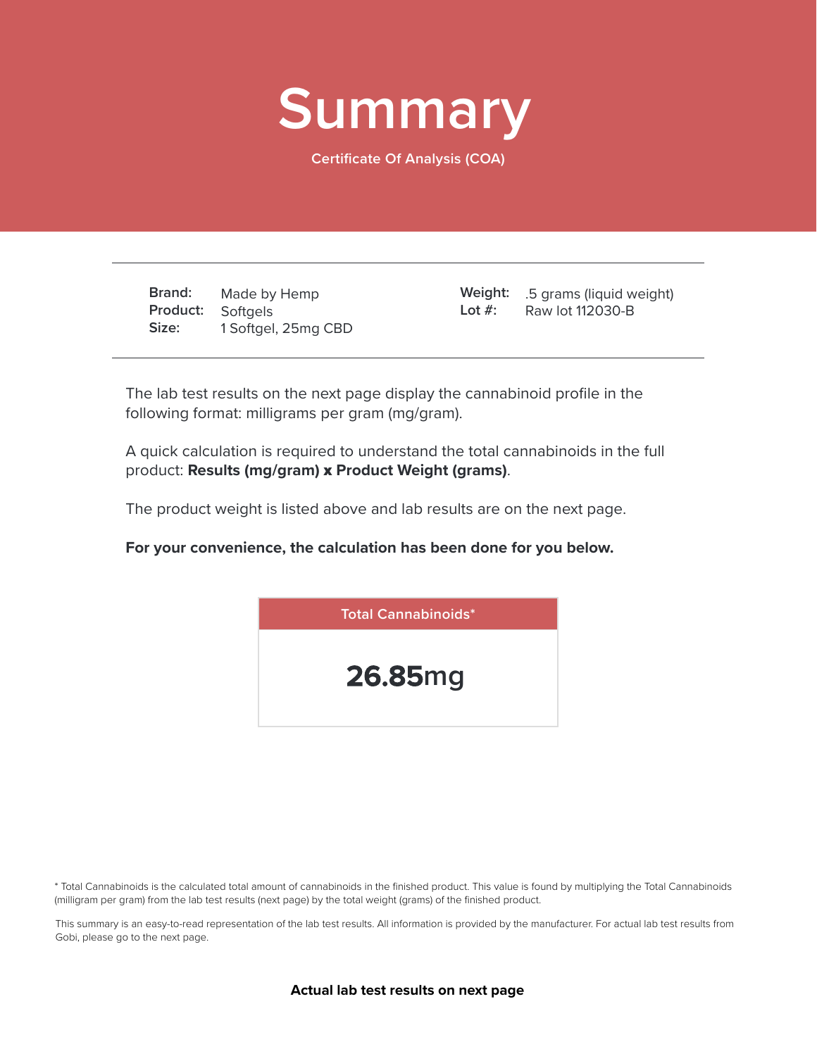# Summary

Certificate Of Analysis (COA)

---

**Brand:** Made by Hemp
**Product:** Softgels
**Size:** 1 Softgel, 25mg CBD

**Weight:** .5 grams (liquid weight)
**Lot #:** Raw lot 112030-B

---

The lab test results on the next page display the cannabinoid profile in the following format: milligrams per gram (mg/gram).

A quick calculation is required to understand the total cannabinoids in the full product: **Results (mg/gram) x Product Weight (grams)**.

The product weight is listed above and lab results are on the next page.

**For your convenience, the calculation has been done for you below.**

| Total Cannabinoids* |
| --- |
| **26.85**mg |

* Total Cannabinoids is the calculated total amount of cannabinoids in the finished product. This value is found by multiplying the Total Cannabinoids (milligram per gram) from the lab test results (next page) by the total weight (grams) of the finished product.

This summary is an easy-to-read representation of the lab test results. All information is provided by the manufacturer. For actual lab test results from Gobi, please go to the next page.

**Actual lab test results on next page**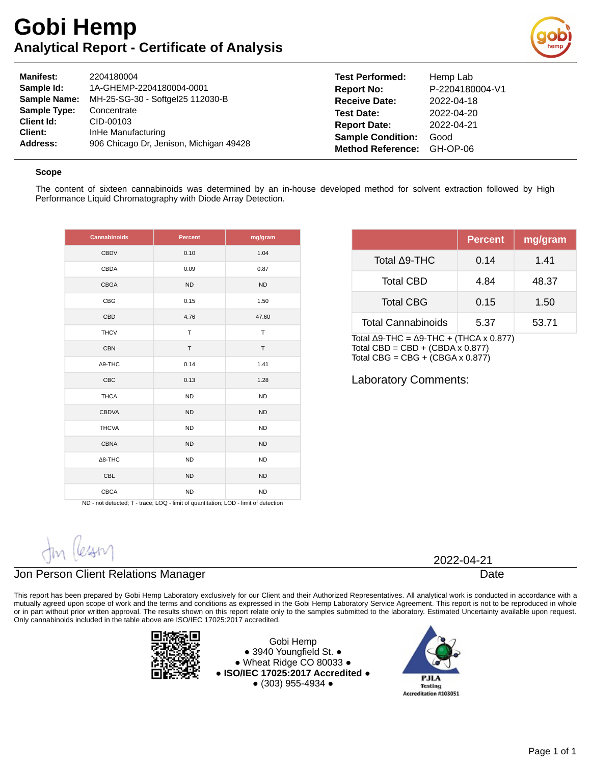# Gobi Hemp

## Analytical Report - Certificate of Analysis

| | | | |
|---|---|---|---|
| **Manifest:** | 2204180004 | **Test Performed:** | Hemp Lab |
| **Sample Id:** | 1A-GHEMP-2204180004-0001 | **Report No:** | P-2204180004-V1 |
| **Sample Name:** | MH-25-SG-30 - Softgel25 112030-B | **Receive Date:** | 2022-04-18 |
| **Sample Type:** | Concentrate | **Test Date:** | 2022-04-20 |
| **Client Id:** | CID-00103 | **Report Date:** | 2022-04-21 |
| **Client:** | InHe Manufacturing | **Sample Condition:** | Good |
| **Address:** | 906 Chicago Dr, Jenison, Michigan 49428 | **Method Reference:** | GH-OP-06 |

### Scope

The content of sixteen cannabinoids was determined by an in-house developed method for solvent extraction followed by High Performance Liquid Chromatography with Diode Array Detection.

| Cannabinoids | Percent | mg/gram |
|---|---|---|
| CBDV | 0.10 | 1.04 |
| CBDA | 0.09 | 0.87 |
| CBGA | ND | ND |
| CBG | 0.15 | 1.50 |
| CBD | 4.76 | 47.60 |
| THCV | T | T |
| CBN | T | T |
| Δ9-THC | 0.14 | 1.41 |
| CBC | 0.13 | 1.28 |
| THCA | ND | ND |
| CBDVA | ND | ND |
| THCVA | ND | ND |
| CBNA | ND | ND |
| Δ8-THC | ND | ND |
| CBL | ND | ND |
| CBCA | ND | ND |

ND - not detected; T - trace; LOQ - limit of quantitation; LOD - limit of detection

| | Percent | mg/gram |
|---|---|---|
| Total Δ9-THC | 0.14 | 1.41 |
| Total CBD | 4.84 | 48.37 |
| Total CBG | 0.15 | 1.50 |
| Total Cannabinoids | 5.37 | 53.71 |

Total Δ9-THC = Δ9-THC + (THCA x 0.877)
Total CBD = CBD + (CBDA x 0.877)
Total CBG = CBG + (CBGA x 0.877)

Laboratory Comments:

Jon Person Client Relations Manager

2022-04-21
Date

This report has been prepared by Gobi Hemp Laboratory exclusively for our Client and their Authorized Representatives. All analytical work is conducted in accordance with a mutually agreed upon scope of work and the terms and conditions as expressed in the Gobi Hemp Laboratory Service Agreement. This report is not to be reproduced in whole or in part without prior written approval. The results shown on this report relate only to the samples submitted to the laboratory. Estimated Uncertainty available upon request. Only cannabinoids included in the table above are ISO/IEC 17025:2017 accredited.

Gobi Hemp
● 3940 Youngfield St. ●
● Wheat Ridge CO 80033 ●
● **ISO/IEC 17025:2017 Accredited** ●
● (303) 955-4934 ●

PJLA Testing Accreditation #103051